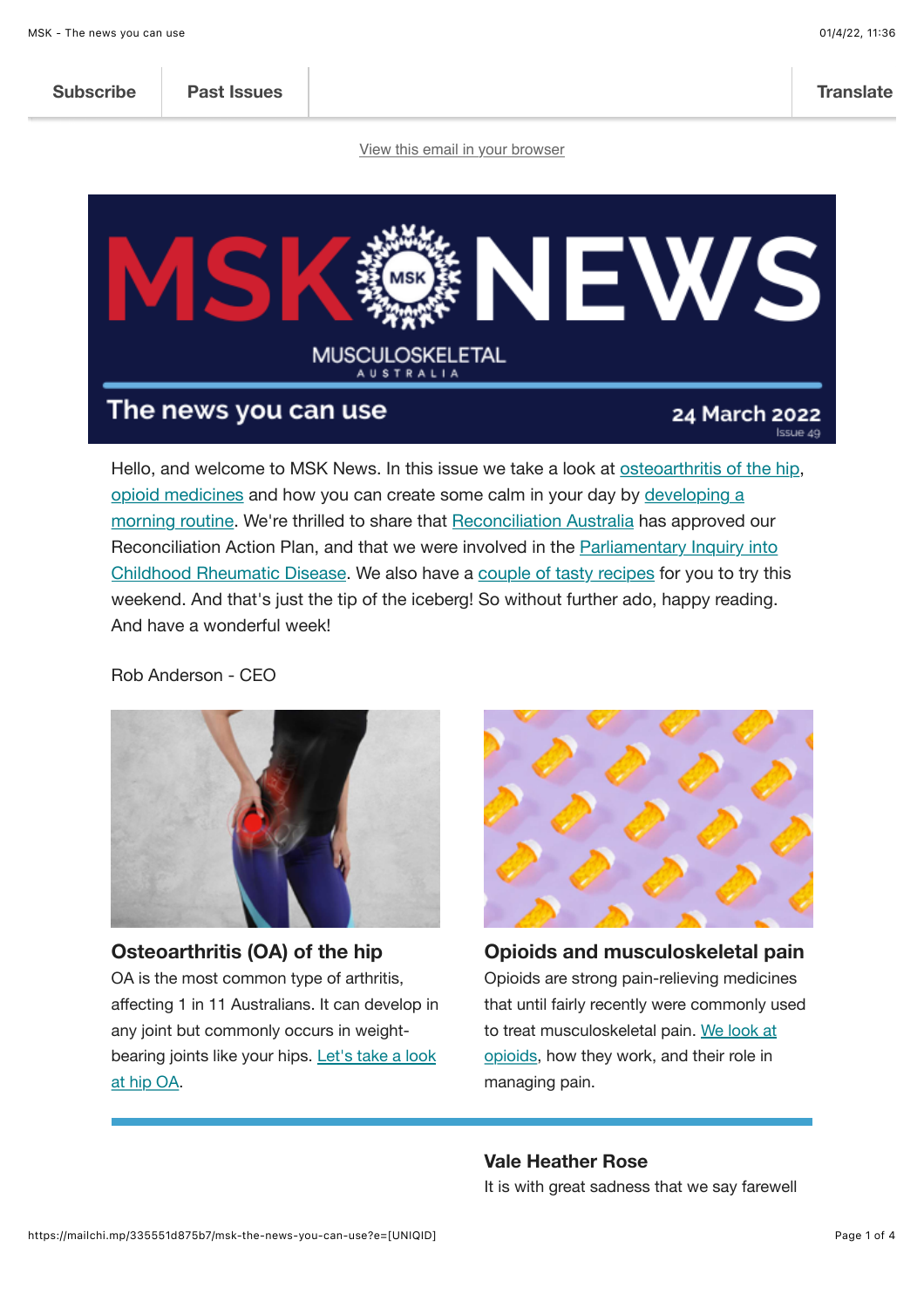Subscribe | Past Issues | Translate

View this email in your browser

# MSK NEWS

MUSCULOSKELETAL AUSTRALIA

The news you can use

24 March 2022

Issue 49

Hello, and welcome to MSK News. In this issue we take a look at osteoarthritis of the hip, opioid medicines and how you can create some calm in your day by developing a morning routine. We're thrilled to share that Reconciliation Australia has approved our Reconciliation Action Plan, and that we were involved in the Parliamentary Inquiry into Childhood Rheumatic Disease. We also have a couple of tasty recipes for you to try this weekend. And that's just the tip of the iceberg! So without further ado, happy reading. And have a wonderful week!

Rob Anderson - CEO

## Osteoarthritis (OA) of the hip

OA is the most common type of arthritis, affecting 1 in 11 Australians. It can develop in any joint but commonly occurs in weight-bearing joints like your hips. Let's take a look at hip OA.

## Opioids and musculoskeletal pain

Opioids are strong pain-relieving medicines that until fairly recently were commonly used to treat musculoskeletal pain. We look at opioids, how they work, and their role in managing pain.

## Vale Heather Rose

It is with great sadness that we say farewell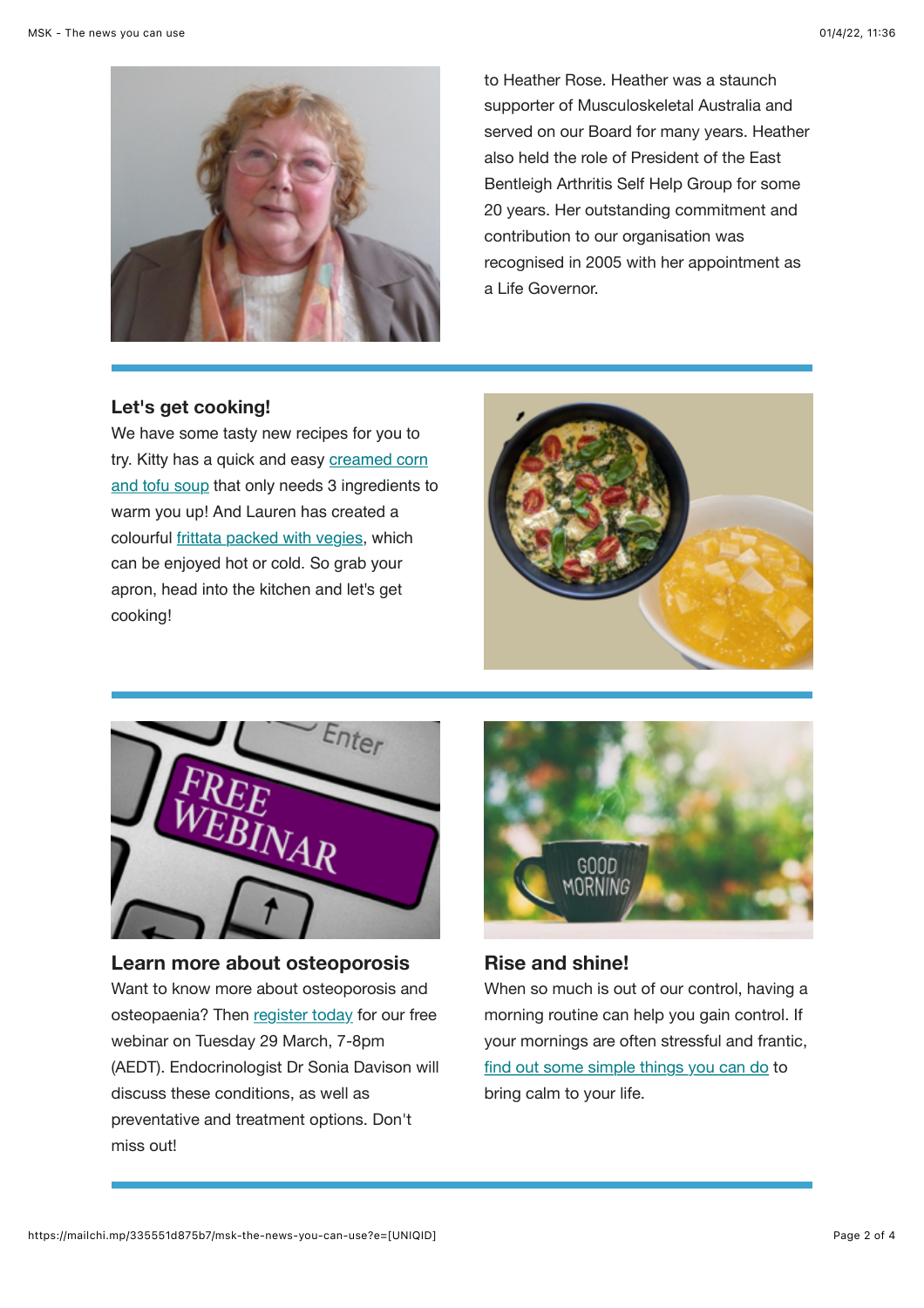to Heather Rose. Heather was a staunch supporter of Musculoskeletal Australia and served on our Board for many years. Heather also held the role of President of the East Bentleigh Arthritis Self Help Group for some 20 years. Her outstanding commitment and contribution to our organisation was recognised in 2005 with her appointment as a Life Governor.

### Let's get cooking!

We have some tasty new recipes for you to try. Kitty has a quick and easy creamed corn and tofu soup that only needs 3 ingredients to warm you up! And Lauren has created a colourful frittata packed with vegies, which can be enjoyed hot or cold. So grab your apron, head into the kitchen and let's get cooking!

### Learn more about osteoporosis

Want to know more about osteoporosis and osteopaenia? Then register today for our free webinar on Tuesday 29 March, 7-8pm (AEDT). Endocrinologist Dr Sonia Davison will discuss these conditions, as well as preventative and treatment options. Don't miss out!

### Rise and shine!

When so much is out of our control, having a morning routine can help you gain control. If your mornings are often stressful and frantic, find out some simple things you can do to bring calm to your life.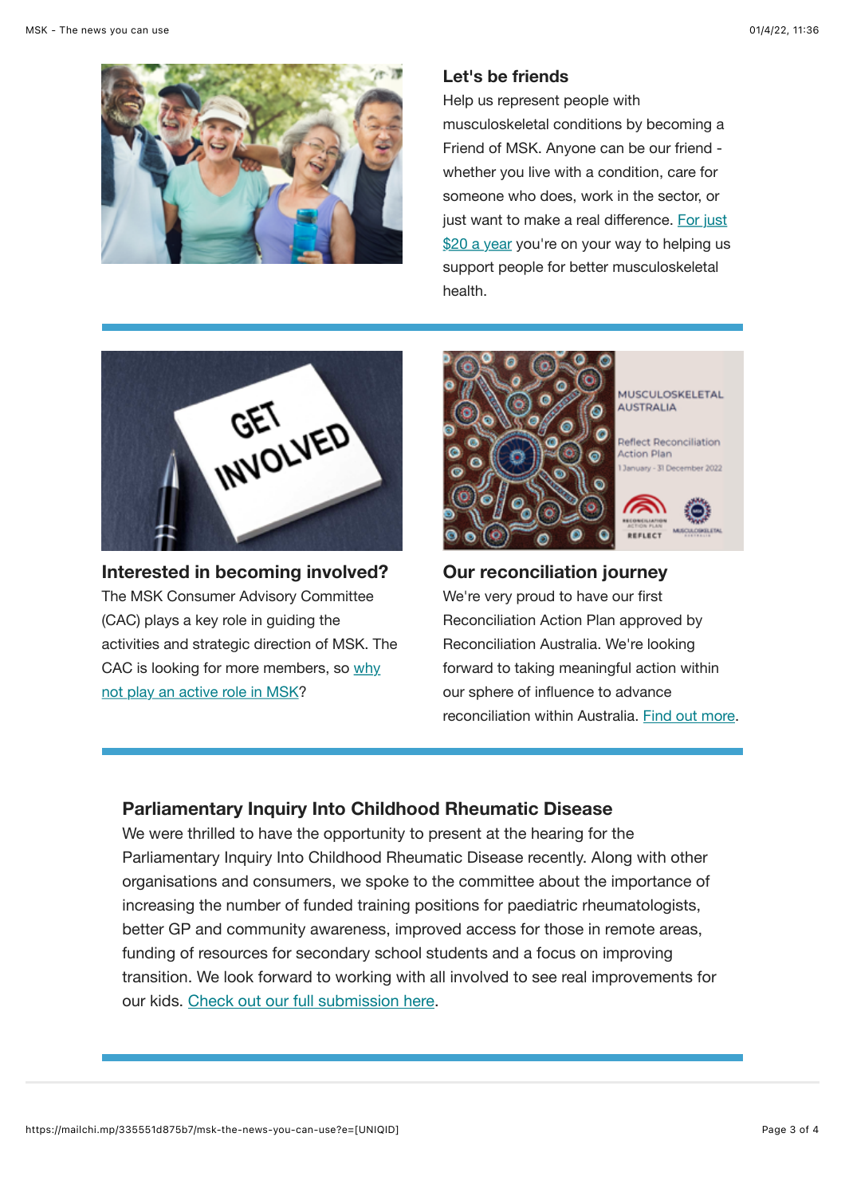### Let's be friends

Help us represent people with musculoskeletal conditions by becoming a Friend of MSK. Anyone can be our friend - whether you live with a condition, care for someone who does, work in the sector, or just want to make a real difference. For just $20 a year you're on your way to helping us support people for better musculoskeletal health.

---

### Interested in becoming involved?

The MSK Consumer Advisory Committee (CAC) plays a key role in guiding the activities and strategic direction of MSK. The CAC is looking for more members, so why not play an active role in MSK?

### Our reconciliation journey

We're very proud to have our first Reconciliation Action Plan approved by Reconciliation Australia. We're looking forward to taking meaningful action within our sphere of influence to advance reconciliation within Australia. Find out more.

---

### Parliamentary Inquiry Into Childhood Rheumatic Disease

We were thrilled to have the opportunity to present at the hearing for the Parliamentary Inquiry Into Childhood Rheumatic Disease recently. Along with other organisations and consumers, we spoke to the committee about the importance of increasing the number of funded training positions for paediatric rheumatologists, better GP and community awareness, improved access for those in remote areas, funding of resources for secondary school students and a focus on improving transition. We look forward to working with all involved to see real improvements for our kids. Check out our full submission here.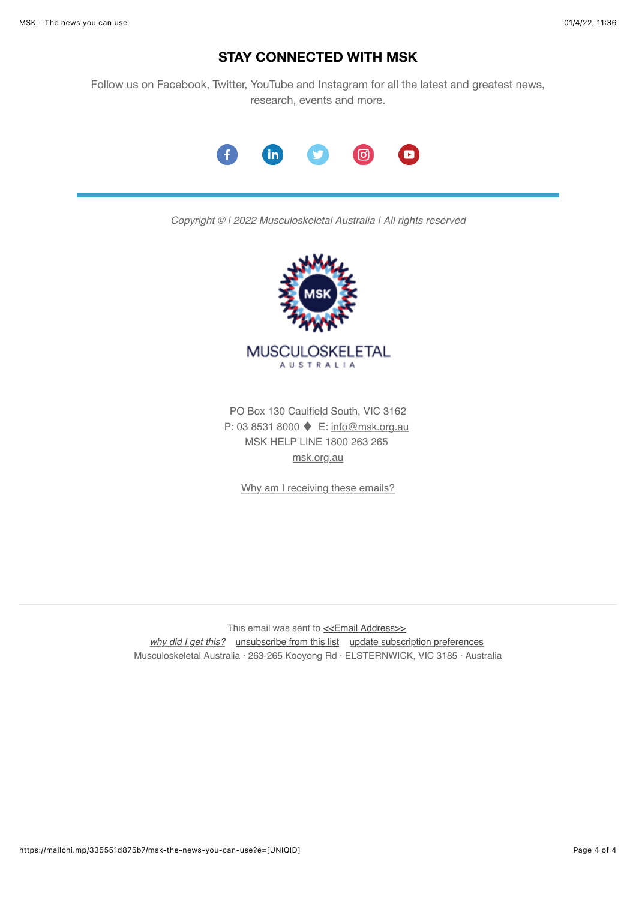## STAY CONNECTED WITH MSK

Follow us on Facebook, Twitter, YouTube and Instagram for all the latest and greatest news, research, events and more.

---

*Copyright © | 2022 Musculoskeletal Australia | All rights reserved*

MUSCULOSKELETAL
AUSTRALIA

PO Box 130 Caulfield South, VIC 3162
P: 03 8531 8000 ♦ E: info@msk.org.au
MSK HELP LINE 1800 263 265
msk.org.au

Why am I receiving these emails?

---

This email was sent to <<Email Address>>
*why did I get this?* unsubscribe from this list update subscription preferences
Musculoskeletal Australia · 263-265 Kooyong Rd · ELSTERNWICK, VIC 3185 · Australia